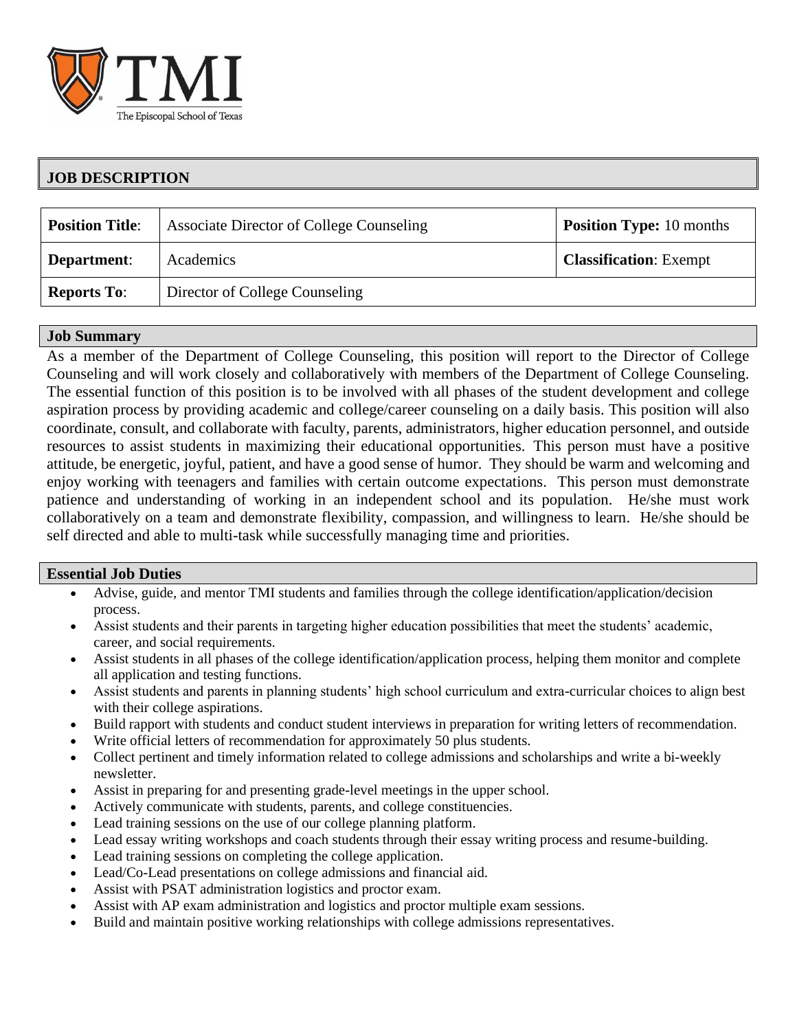TMI

The Episcopal School of Texas

# JOB DESCRIPTION

| | | |
|---|---|---|
| **Position Title**: | Associate Director of College Counseling | **Position Type:** 10 months |
| **Department**: | Academics | **Classification**: Exempt |
| **Reports To**: | Director of College Counseling | |

## Job Summary

As a member of the Department of College Counseling, this position will report to the Director of College Counseling and will work closely and collaboratively with members of the Department of College Counseling. The essential function of this position is to be involved with all phases of the student development and college aspiration process by providing academic and college/career counseling on a daily basis. This position will also coordinate, consult, and collaborate with faculty, parents, administrators, higher education personnel, and outside resources to assist students in maximizing their educational opportunities. This person must have a positive attitude, be energetic, joyful, patient, and have a good sense of humor. They should be warm and welcoming and enjoy working with teenagers and families with certain outcome expectations. This person must demonstrate patience and understanding of working in an independent school and its population. He/she must work collaboratively on a team and demonstrate flexibility, compassion, and willingness to learn. He/she should be self directed and able to multi-task while successfully managing time and priorities.

## Essential Job Duties

- Advise, guide, and mentor TMI students and families through the college identification/application/decision process.
- Assist students and their parents in targeting higher education possibilities that meet the students' academic, career, and social requirements.
- Assist students in all phases of the college identification/application process, helping them monitor and complete all application and testing functions.
- Assist students and parents in planning students' high school curriculum and extra-curricular choices to align best with their college aspirations.
- Build rapport with students and conduct student interviews in preparation for writing letters of recommendation.
- Write official letters of recommendation for approximately 50 plus students.
- Collect pertinent and timely information related to college admissions and scholarships and write a bi-weekly newsletter.
- Assist in preparing for and presenting grade-level meetings in the upper school.
- Actively communicate with students, parents, and college constituencies.
- Lead training sessions on the use of our college planning platform.
- Lead essay writing workshops and coach students through their essay writing process and resume-building.
- Lead training sessions on completing the college application.
- Lead/Co-Lead presentations on college admissions and financial aid.
- Assist with PSAT administration logistics and proctor exam.
- Assist with AP exam administration and logistics and proctor multiple exam sessions.
- Build and maintain positive working relationships with college admissions representatives.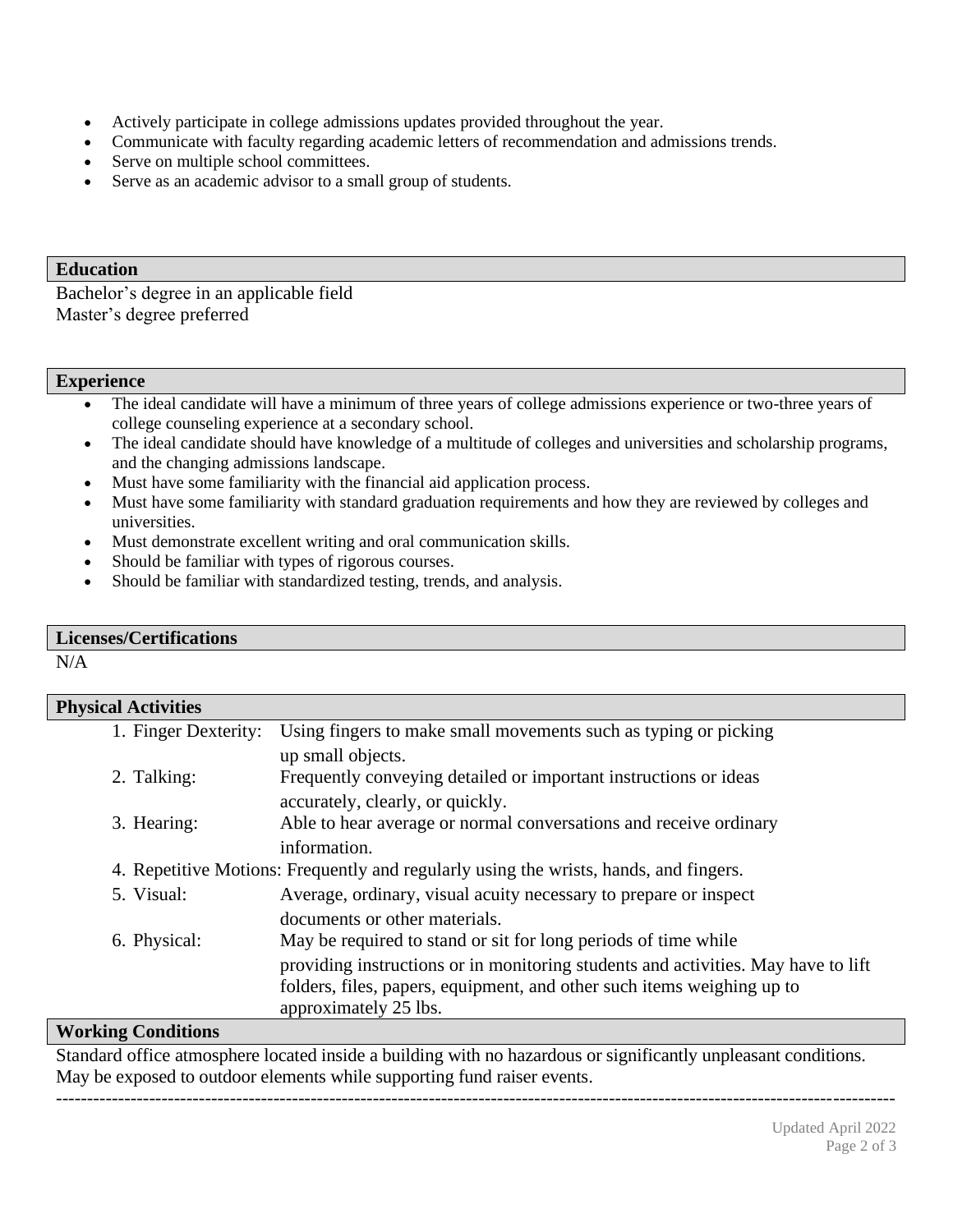- Actively participate in college admissions updates provided throughout the year.
- Communicate with faculty regarding academic letters of recommendation and admissions trends.
- Serve on multiple school committees.
- Serve as an academic advisor to a small group of students.

## Education

Bachelor's degree in an applicable field
Master's degree preferred

## Experience

- The ideal candidate will have a minimum of three years of college admissions experience or two-three years of college counseling experience at a secondary school.
- The ideal candidate should have knowledge of a multitude of colleges and universities and scholarship programs, and the changing admissions landscape.
- Must have some familiarity with the financial aid application process.
- Must have some familiarity with standard graduation requirements and how they are reviewed by colleges and universities.
- Must demonstrate excellent writing and oral communication skills.
- Should be familiar with types of rigorous courses.
- Should be familiar with standardized testing, trends, and analysis.

## Licenses/Certifications

N/A

## Physical Activities

1. Finger Dexterity: Using fingers to make small movements such as typing or picking up small objects.
2. Talking: Frequently conveying detailed or important instructions or ideas accurately, clearly, or quickly.
3. Hearing: Able to hear average or normal conversations and receive ordinary information.
4. Repetitive Motions: Frequently and regularly using the wrists, hands, and fingers.
5. Visual: Average, ordinary, visual acuity necessary to prepare or inspect documents or other materials.
6. Physical: May be required to stand or sit for long periods of time while providing instructions or in monitoring students and activities. May have to lift folders, files, papers, equipment, and other such items weighing up to approximately 25 lbs.

## Working Conditions

Standard office atmosphere located inside a building with no hazardous or significantly unpleasant conditions. May be exposed to outdoor elements while supporting fund raiser events.

---

Updated April 2022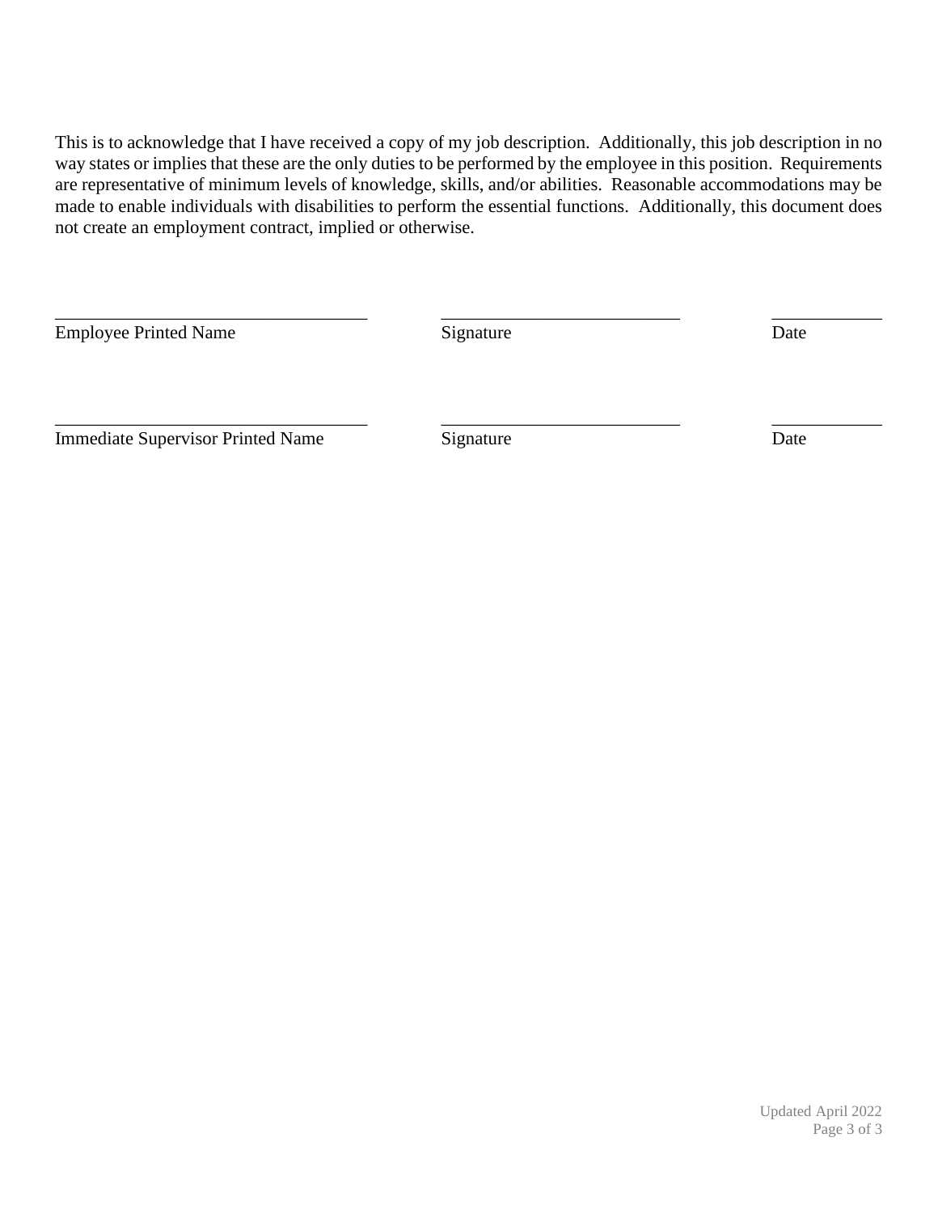This is to acknowledge that I have received a copy of my job description. Additionally, this job description in no way states or implies that these are the only duties to be performed by the employee in this position. Requirements are representative of minimum levels of knowledge, skills, and/or abilities. Reasonable accommodations may be made to enable individuals with disabilities to perform the essential functions. Additionally, this document does not create an employment contract, implied or otherwise.

| | | |
|---|---|---|
| ___________________________________ | ___________________________ | ____________ |
| Employee Printed Name | Signature | Date |
| ___________________________________ | ___________________________ | ____________ |
| Immediate Supervisor Printed Name | Signature | Date |

Updated April 2022